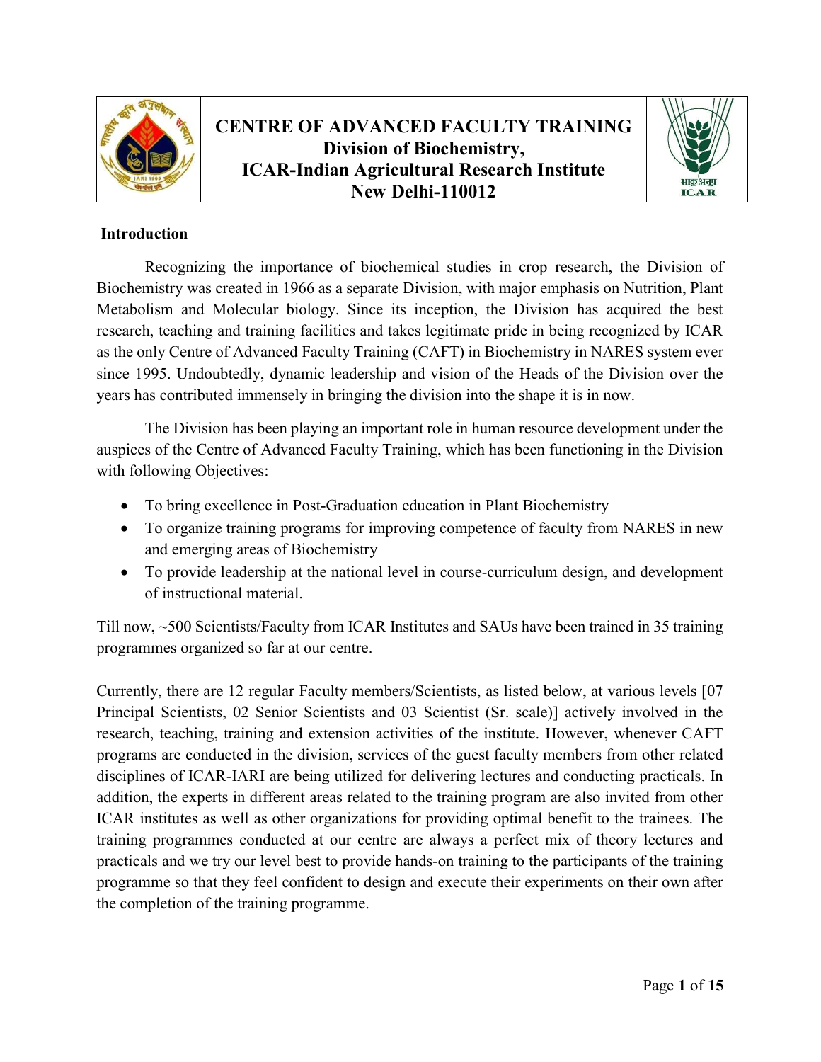# CENTRE OF ADVANCED FACULTY TRAINING

## Division of Biochemistry, ICAR-Indian Agricultural Research Institute New Delhi-110012

### Introduction

Recognizing the importance of biochemical studies in crop research, the Division of Biochemistry was created in 1966 as a separate Division, with major emphasis on Nutrition, Plant Metabolism and Molecular biology. Since its inception, the Division has acquired the best research, teaching and training facilities and takes legitimate pride in being recognized by ICAR as the only Centre of Advanced Faculty Training (CAFT) in Biochemistry in NARES system ever since 1995. Undoubtedly, dynamic leadership and vision of the Heads of the Division over the years has contributed immensely in bringing the division into the shape it is in now.

The Division has been playing an important role in human resource development under the auspices of the Centre of Advanced Faculty Training, which has been functioning in the Division with following Objectives:

- To bring excellence in Post-Graduation education in Plant Biochemistry
- To organize training programs for improving competence of faculty from NARES in new and emerging areas of Biochemistry
- To provide leadership at the national level in course-curriculum design, and development of instructional material.

Till now, ~500 Scientists/Faculty from ICAR Institutes and SAUs have been trained in 35 training programmes organized so far at our centre.

Currently, there are 12 regular Faculty members/Scientists, as listed below, at various levels [07 Principal Scientists, 02 Senior Scientists and 03 Scientist (Sr. scale)] actively involved in the research, teaching, training and extension activities of the institute. However, whenever CAFT programs are conducted in the division, services of the guest faculty members from other related disciplines of ICAR-IARI are being utilized for delivering lectures and conducting practicals. In addition, the experts in different areas related to the training program are also invited from other ICAR institutes as well as other organizations for providing optimal benefit to the trainees. The training programmes conducted at our centre are always a perfect mix of theory lectures and practicals and we try our level best to provide hands-on training to the participants of the training programme so that they feel confident to design and execute their experiments on their own after the completion of the training programme.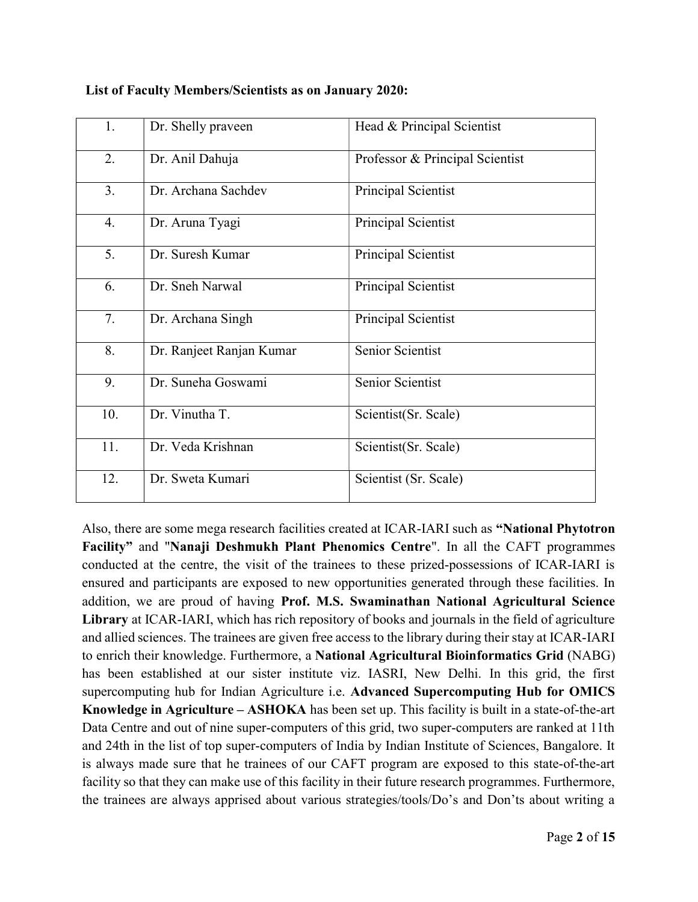**List of Faculty Members/Scientists as on January 2020:**

| | | |
|---|---|---|
| 1. | Dr. Shelly praveen | Head & Principal Scientist |
| 2. | Dr. Anil Dahuja | Professor & Principal Scientist |
| 3. | Dr. Archana Sachdev | Principal Scientist |
| 4. | Dr. Aruna Tyagi | Principal Scientist |
| 5. | Dr. Suresh Kumar | Principal Scientist |
| 6. | Dr. Sneh Narwal | Principal Scientist |
| 7. | Dr. Archana Singh | Principal Scientist |
| 8. | Dr. Ranjeet Ranjan Kumar | Senior Scientist |
| 9. | Dr. Suneha Goswami | Senior Scientist |
| 10. | Dr. Vinutha T. | Scientist(Sr. Scale) |
| 11. | Dr. Veda Krishnan | Scientist(Sr. Scale) |
| 12. | Dr. Sweta Kumari | Scientist (Sr. Scale) |

Also, there are some mega research facilities created at ICAR-IARI such as **"National Phytotron Facility"** and "**Nanaji Deshmukh Plant Phenomics Centre**". In all the CAFT programmes conducted at the centre, the visit of the trainees to these prized-possessions of ICAR-IARI is ensured and participants are exposed to new opportunities generated through these facilities. In addition, we are proud of having **Prof. M.S. Swaminathan National Agricultural Science Library** at ICAR-IARI, which has rich repository of books and journals in the field of agriculture and allied sciences. The trainees are given free access to the library during their stay at ICAR-IARI to enrich their knowledge. Furthermore, a **National Agricultural Bioinformatics Grid** (NABG) has been established at our sister institute viz. IASRI, New Delhi. In this grid, the first supercomputing hub for Indian Agriculture i.e. **Advanced Supercomputing Hub for OMICS Knowledge in Agriculture – ASHOKA** has been set up. This facility is built in a state-of-the-art Data Centre and out of nine super-computers of this grid, two super-computers are ranked at 11th and 24th in the list of top super-computers of India by Indian Institute of Sciences, Bangalore. It is always made sure that he trainees of our CAFT program are exposed to this state-of-the-art facility so that they can make use of this facility in their future research programmes. Furthermore, the trainees are always apprised about various strategies/tools/Do's and Don'ts about writing a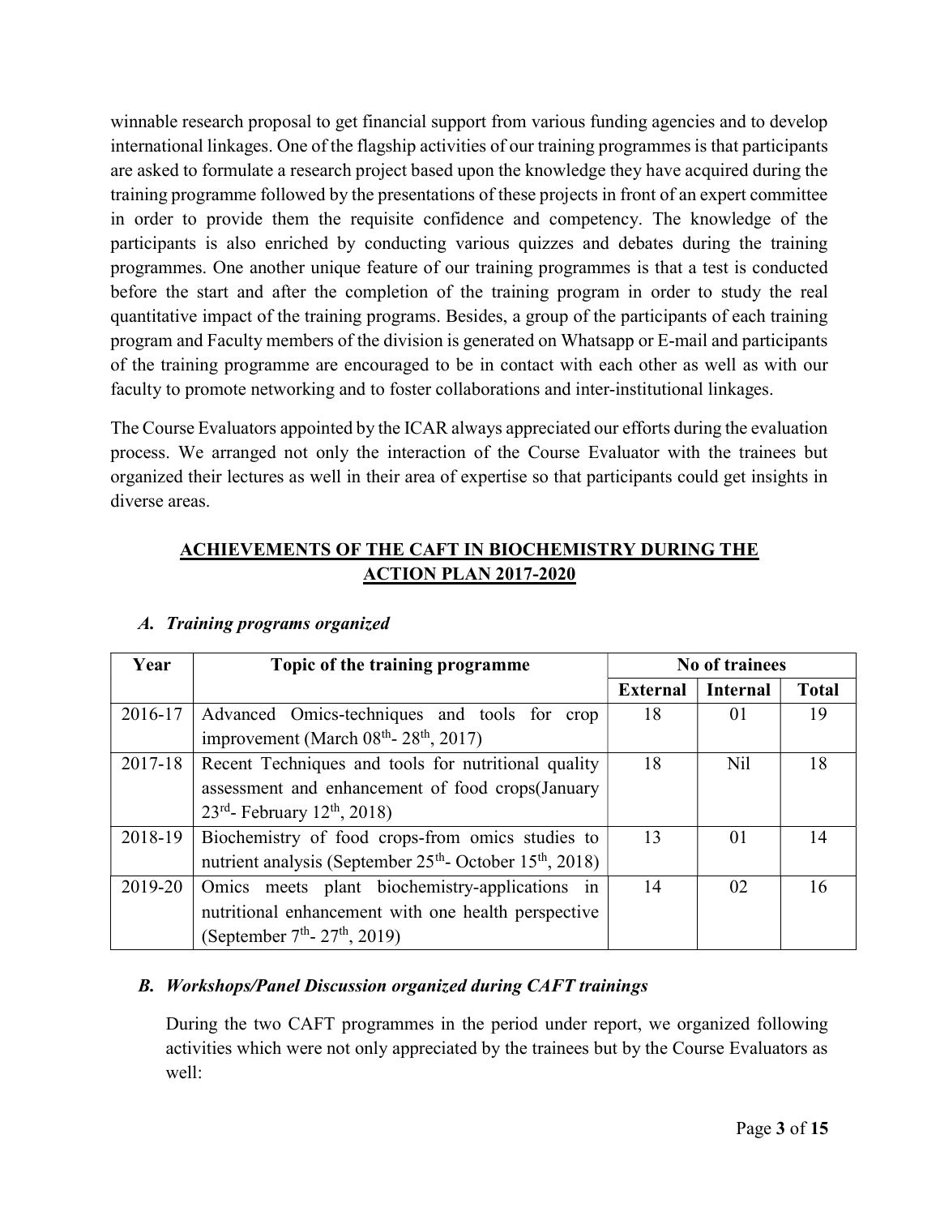winnable research proposal to get financial support from various funding agencies and to develop international linkages. One of the flagship activities of our training programmes is that participants are asked to formulate a research project based upon the knowledge they have acquired during the training programme followed by the presentations of these projects in front of an expert committee in order to provide them the requisite confidence and competency. The knowledge of the participants is also enriched by conducting various quizzes and debates during the training programmes. One another unique feature of our training programmes is that a test is conducted before the start and after the completion of the training program in order to study the real quantitative impact of the training programs. Besides, a group of the participants of each training program and Faculty members of the division is generated on Whatsapp or E-mail and participants of the training programme are encouraged to be in contact with each other as well as with our faculty to promote networking and to foster collaborations and inter-institutional linkages.

The Course Evaluators appointed by the ICAR always appreciated our efforts during the evaluation process. We arranged not only the interaction of the Course Evaluator with the trainees but organized their lectures as well in their area of expertise so that participants could get insights in diverse areas.

## ACHIEVEMENTS OF THE CAFT IN BIOCHEMISTRY DURING THE ACTION PLAN 2017-2020

### *A. Training programs organized*

| Year | Topic of the training programme | No of trainees | | |
|---|---|---|---|---|
| | | External | Internal | Total |
| 2016-17 | Advanced Omics-techniques and tools for crop improvement (March 08th- 28th, 2017) | 18 | 01 | 19 |
| 2017-18 | Recent Techniques and tools for nutritional quality assessment and enhancement of food crops(January 23rd- February 12th, 2018) | 18 | Nil | 18 |
| 2018-19 | Biochemistry of food crops-from omics studies to nutrient analysis (September 25th- October 15th, 2018) | 13 | 01 | 14 |
| 2019-20 | Omics meets plant biochemistry-applications in nutritional enhancement with one health perspective (September 7th- 27th, 2019) | 14 | 02 | 16 |

### *B. Workshops/Panel Discussion organized during CAFT trainings*

During the two CAFT programmes in the period under report, we organized following activities which were not only appreciated by the trainees but by the Course Evaluators as well: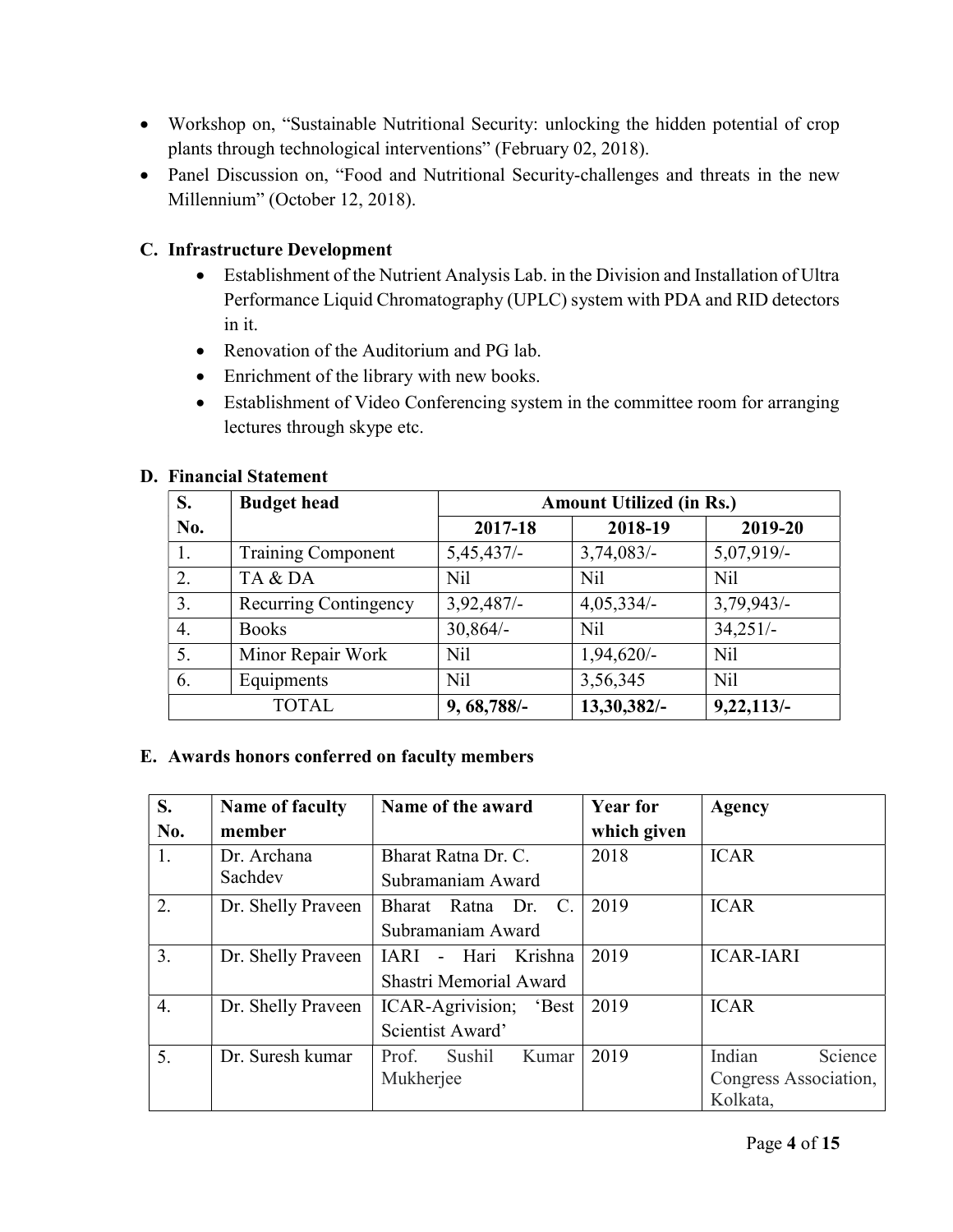- Workshop on, "Sustainable Nutritional Security: unlocking the hidden potential of crop plants through technological interventions" (February 02, 2018).
- Panel Discussion on, "Food and Nutritional Security-challenges and threats in the new Millennium" (October 12, 2018).

### C. Infrastructure Development

- Establishment of the Nutrient Analysis Lab. in the Division and Installation of Ultra Performance Liquid Chromatography (UPLC) system with PDA and RID detectors in it.
- Renovation of the Auditorium and PG lab.
- Enrichment of the library with new books.
- Establishment of Video Conferencing system in the committee room for arranging lectures through skype etc.

### D. Financial Statement

| S. No. | Budget head | Amount Utilized (in Rs.) | | |
|---|---|---|---|---|
| | | **2017-18** | **2018-19** | **2019-20** |
| 1. | Training Component | 5,45,437/- | 3,74,083/- | 5,07,919/- |
| 2. | TA & DA | Nil | Nil | Nil |
| 3. | Recurring Contingency | 3,92,487/- | 4,05,334/- | 3,79,943/- |
| 4. | Books | 30,864/- | Nil | 34,251/- |
| 5. | Minor Repair Work | Nil | 1,94,620/- | Nil |
| 6. | Equipments | Nil | 3,56,345 | Nil |
| | TOTAL | **9, 68,788/-** | **13,30,382/-** | **9,22,113/-** |

### E. Awards honors conferred on faculty members

| S. No. | Name of faculty member | Name of the award | Year for which given | Agency |
|---|---|---|---|---|
| 1. | Dr. Archana Sachdev | Bharat Ratna Dr. C. Subramaniam Award | 2018 | ICAR |
| 2. | Dr. Shelly Praveen | Bharat Ratna Dr. C. Subramaniam Award | 2019 | ICAR |
| 3. | Dr. Shelly Praveen | IARI - Hari Krishna Shastri Memorial Award | 2019 | ICAR-IARI |
| 4. | Dr. Shelly Praveen | ICAR-Agrivision; 'Best Scientist Award' | 2019 | ICAR |
| 5. | Dr. Suresh kumar | Prof. Sushil Kumar Mukherjee | 2019 | Indian Science Congress Association, Kolkata, |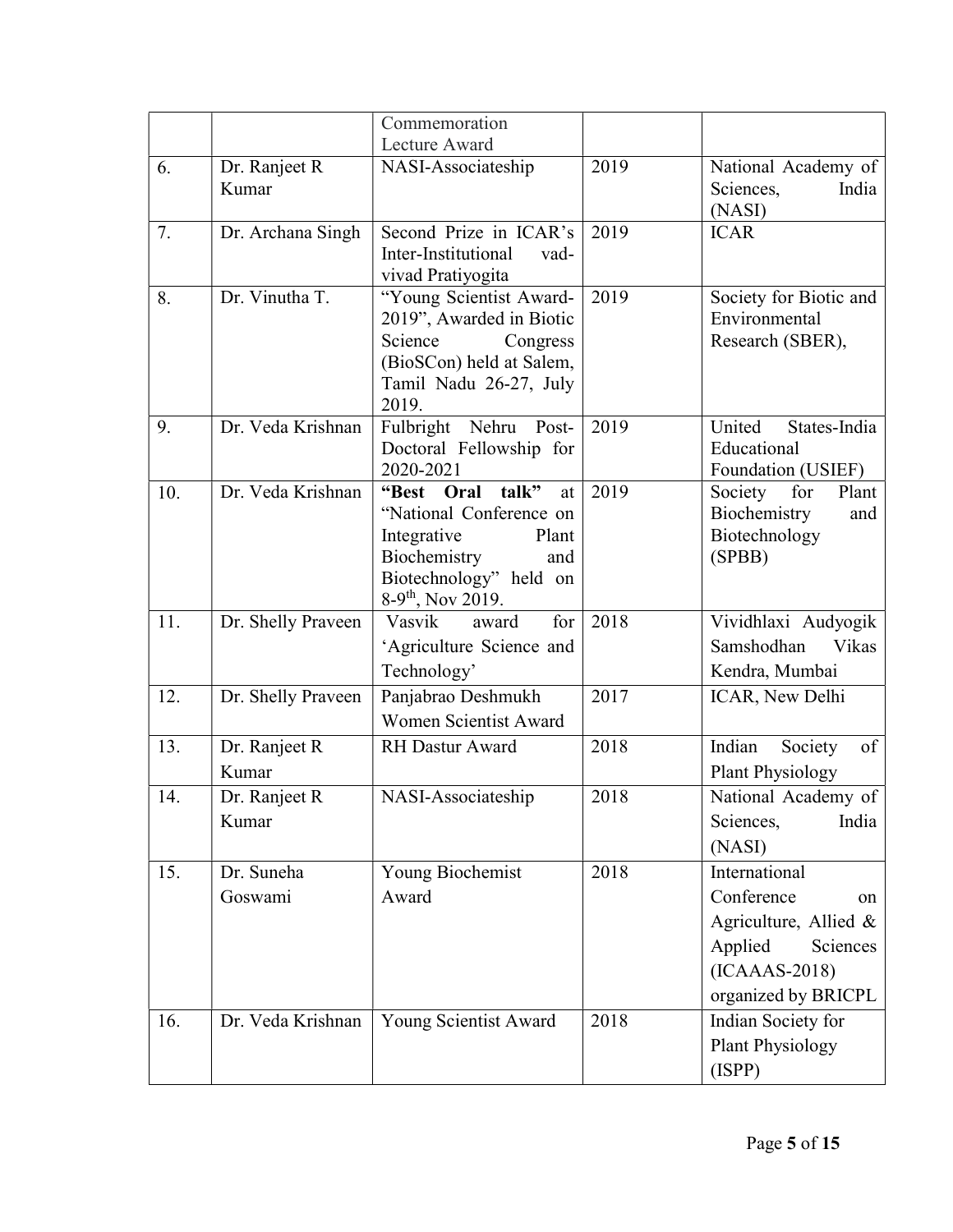| | | Commemoration Lecture Award | | |
|---|---|---|---|---|
| 6. | Dr. Ranjeet R Kumar | NASI-Associateship | 2019 | National Academy of Sciences, India (NASI) |
| 7. | Dr. Archana Singh | Second Prize in ICAR's Inter-Institutional vad-vivad Pratiyogita | 2019 | ICAR |
| 8. | Dr. Vinutha T. | "Young Scientist Award-2019", Awarded in Biotic Science Congress (BioSCon) held at Salem, Tamil Nadu 26-27, July 2019. | 2019 | Society for Biotic and Environmental Research (SBER), |
| 9. | Dr. Veda Krishnan | Fulbright Nehru Post-Doctoral Fellowship for 2020-2021 | 2019 | United States-India Educational Foundation (USIEF) |
| 10. | Dr. Veda Krishnan | **"Best Oral talk"** at "National Conference on Integrative Plant Biochemistry and Biotechnology" held on 8-9th, Nov 2019. | 2019 | Society for Plant Biochemistry and Biotechnology (SPBB) |
| 11. | Dr. Shelly Praveen | Vasvik award for 'Agriculture Science and Technology' | 2018 | Vividhlaxi Audyogik Samshodhan Vikas Kendra, Mumbai |
| 12. | Dr. Shelly Praveen | Panjabrao Deshmukh Women Scientist Award | 2017 | ICAR, New Delhi |
| 13. | Dr. Ranjeet R Kumar | RH Dastur Award | 2018 | Indian Society of Plant Physiology |
| 14. | Dr. Ranjeet R Kumar | NASI-Associateship | 2018 | National Academy of Sciences, India (NASI) |
| 15. | Dr. Suneha Goswami | Young Biochemist Award | 2018 | International Conference on Agriculture, Allied & Applied Sciences (ICAAAS-2018) organized by BRICPL |
| 16. | Dr. Veda Krishnan | Young Scientist Award | 2018 | Indian Society for Plant Physiology (ISPP) |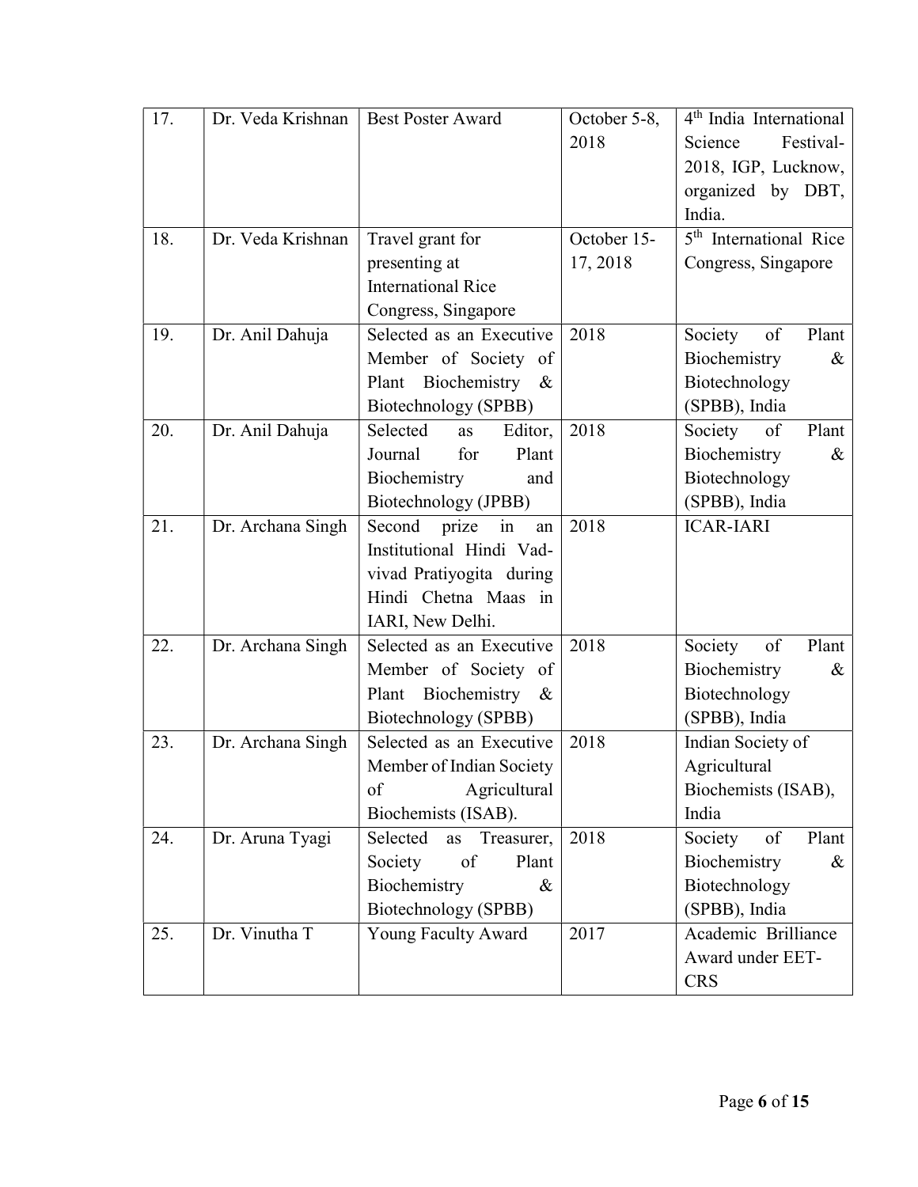| 17. | Dr. Veda Krishnan | Best Poster Award | October 5-8, 2018 | 4th India International Science Festival-2018, IGP, Lucknow, organized by DBT, India. |
|---|---|---|---|---|
| 18. | Dr. Veda Krishnan | Travel grant for presenting at International Rice Congress, Singapore | October 15-17, 2018 | 5th International Rice Congress, Singapore |
| 19. | Dr. Anil Dahuja | Selected as an Executive Member of Society of Plant Biochemistry & Biotechnology (SPBB) | 2018 | Society of Plant Biochemistry & Biotechnology (SPBB), India |
| 20. | Dr. Anil Dahuja | Selected as Editor, Journal for Plant Biochemistry and Biotechnology (JPBB) | 2018 | Society of Plant Biochemistry & Biotechnology (SPBB), India |
| 21. | Dr. Archana Singh | Second prize in an Institutional Hindi Vad-vivad Pratiyogita during Hindi Chetna Maas in IARI, New Delhi. | 2018 | ICAR-IARI |
| 22. | Dr. Archana Singh | Selected as an Executive Member of Society of Plant Biochemistry & Biotechnology (SPBB) | 2018 | Society of Plant Biochemistry & Biotechnology (SPBB), India |
| 23. | Dr. Archana Singh | Selected as an Executive Member of Indian Society of Agricultural Biochemists (ISAB). | 2018 | Indian Society of Agricultural Biochemists (ISAB), India |
| 24. | Dr. Aruna Tyagi | Selected as Treasurer, Society of Plant Biochemistry & Biotechnology (SPBB) | 2018 | Society of Plant Biochemistry & Biotechnology (SPBB), India |
| 25. | Dr. Vinutha T | Young Faculty Award | 2017 | Academic Brilliance Award under EET-CRS |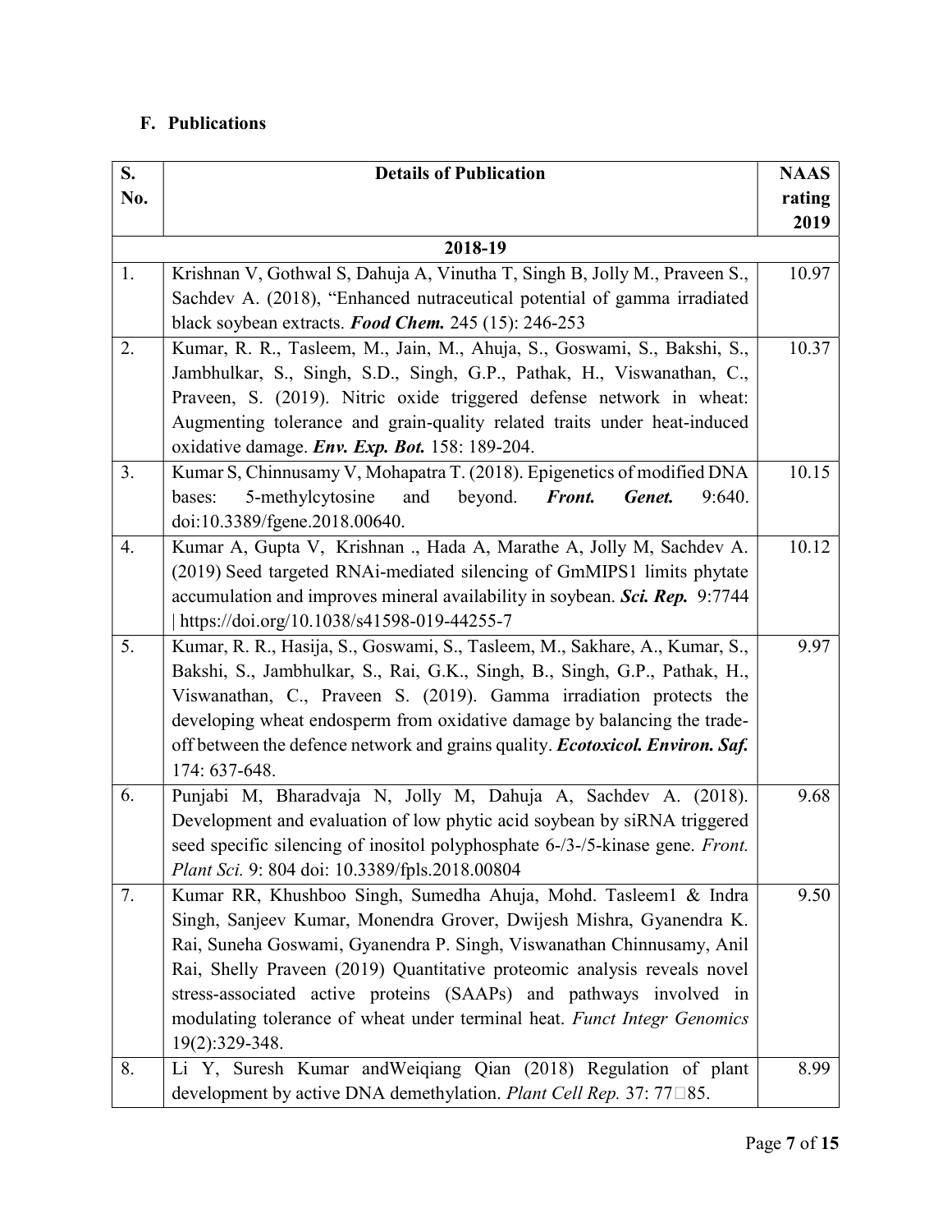## F. Publications

| S. No. | Details of Publication | NAAS rating 2019 |
|---|---|---|
| | **2018-19** | |
| 1. | Krishnan V, Gothwal S, Dahuja A, Vinutha T, Singh B, Jolly M., Praveen S., Sachdev A. (2018), "Enhanced nutraceutical potential of gamma irradiated black soybean extracts. ***Food Chem.*** 245 (15): 246-253 | 10.97 |
| 2. | Kumar, R. R., Tasleem, M., Jain, M., Ahuja, S., Goswami, S., Bakshi, S., Jambhulkar, S., Singh, S.D., Singh, G.P., Pathak, H., Viswanathan, C., Praveen, S. (2019). Nitric oxide triggered defense network in wheat: Augmenting tolerance and grain-quality related traits under heat-induced oxidative damage. ***Env. Exp. Bot.*** 158: 189-204. | 10.37 |
| 3. | Kumar S, Chinnusamy V, Mohapatra T. (2018). Epigenetics of modified DNA bases: 5-methylcytosine and beyond. ***Front. Genet.*** 9:640. doi:10.3389/fgene.2018.00640. | 10.15 |
| 4. | Kumar A, Gupta V, Krishnan ., Hada A, Marathe A, Jolly M, Sachdev A. (2019) Seed targeted RNAi-mediated silencing of GmMIPS1 limits phytate accumulation and improves mineral availability in soybean. ***Sci. Rep.*** 9:7744 \| https://doi.org/10.1038/s41598-019-44255-7 | 10.12 |
| 5. | Kumar, R. R., Hasija, S., Goswami, S., Tasleem, M., Sakhare, A., Kumar, S., Bakshi, S., Jambhulkar, S., Rai, G.K., Singh, B., Singh, G.P., Pathak, H., Viswanathan, C., Praveen S. (2019). Gamma irradiation protects the developing wheat endosperm from oxidative damage by balancing the trade-off between the defence network and grains quality. ***Ecotoxicol. Environ. Saf.*** 174: 637-648. | 9.97 |
| 6. | Punjabi M, Bharadvaja N, Jolly M, Dahuja A, Sachdev A. (2018). Development and evaluation of low phytic acid soybean by siRNA triggered seed specific silencing of inositol polyphosphate 6-/3-/5-kinase gene. *Front. Plant Sci.* 9: 804 doi: 10.3389/fpls.2018.00804 | 9.68 |
| 7. | Kumar RR, Khushboo Singh, Sumedha Ahuja, Mohd. Tasleem1 & Indra Singh, Sanjeev Kumar, Monendra Grover, Dwijesh Mishra, Gyanendra K. Rai, Suneha Goswami, Gyanendra P. Singh, Viswanathan Chinnusamy, Anil Rai, Shelly Praveen (2019) Quantitative proteomic analysis reveals novel stress-associated active proteins (SAAPs) and pathways involved in modulating tolerance of wheat under terminal heat. *Funct Integr Genomics* 19(2):329-348. | 9.50 |
| 8. | Li Y, Suresh Kumar andWeiqiang Qian (2018) Regulation of plant development by active DNA demethylation. *Plant Cell Rep.* 37: 77–85. | 8.99 |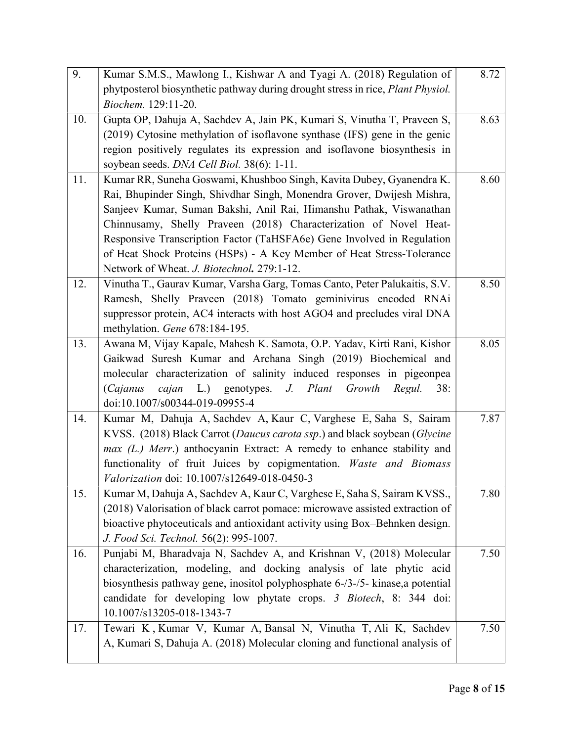| | | |
|---|---|---|
| 9. | Kumar S.M.S., Mawlong I., Kishwar A and Tyagi A. (2018) Regulation of phytposterol biosynthetic pathway during drought stress in rice, *Plant Physiol. Biochem.* 129:11-20. | 8.72 |
| 10. | Gupta OP, Dahuja A, Sachdev A, Jain PK, Kumari S, Vinutha T, Praveen S, (2019) Cytosine methylation of isoflavone synthase (IFS) gene in the genic region positively regulates its expression and isoflavone biosynthesis in soybean seeds. *DNA Cell Biol.* 38(6): 1-11. | 8.63 |
| 11. | Kumar RR, Suneha Goswami, Khushboo Singh, Kavita Dubey, Gyanendra K. Rai, Bhupinder Singh, Shivdhar Singh, Monendra Grover, Dwijesh Mishra, Sanjeev Kumar, Suman Bakshi, Anil Rai, Himanshu Pathak, Viswanathan Chinnusamy, Shelly Praveen (2018) Characterization of Novel Heat-Responsive Transcription Factor (TaHSFA6e) Gene Involved in Regulation of Heat Shock Proteins (HSPs) - A Key Member of Heat Stress-Tolerance Network of Wheat. *J. Biotechnol***.** 279:1-12. | 8.60 |
| 12. | Vinutha T., Gaurav Kumar, Varsha Garg, Tomas Canto, Peter Palukaitis, S.V. Ramesh, Shelly Praveen (2018) Tomato geminivirus encoded RNAi suppressor protein, AC4 interacts with host AGO4 and precludes viral DNA methylation. *Gene* 678:184-195. | 8.50 |
| 13. | Awana M, Vijay Kapale, Mahesh K. Samota, O.P. Yadav, Kirti Rani, Kishor Gaikwad Suresh Kumar and Archana Singh (2019) Biochemical and molecular characterization of salinity induced responses in pigeonpea (*Cajanus cajan* L.) genotypes. *J. Plant Growth Regul.* 38: doi:10.1007/s00344-019-09955-4 | 8.05 |
| 14. | Kumar M, Dahuja A, Sachdev A, Kaur C, Varghese E, Saha S, Sairam KVSS. (2018) Black Carrot (*Daucus carota ssp*.) and black soybean (*Glycine max (L.) Merr*.) anthocyanin Extract: A remedy to enhance stability and functionality of fruit Juices by copigmentation. *Waste and Biomass Valorization* doi: 10.1007/s12649-018-0450-3 | 7.87 |
| 15. | Kumar M, Dahuja A, Sachdev A, Kaur C, Varghese E, Saha S, Sairam KVSS., (2018) Valorisation of black carrot pomace: microwave assisted extraction of bioactive phytoceuticals and antioxidant activity using Box–Behnken design. *J. Food Sci. Technol.* 56(2): 995-1007. | 7.80 |
| 16. | Punjabi M, Bharadvaja N, Sachdev A, and Krishnan V, (2018) Molecular characterization, modeling, and docking analysis of late phytic acid biosynthesis pathway gene, inositol polyphosphate 6-/3-/5- kinase,a potential candidate for developing low phytate crops. *3 Biotech*, 8: 344 doi: 10.1007/s13205-018-1343-7 | 7.50 |
| 17. | Tewari K , Kumar V, Kumar A, Bansal N, Vinutha T, Ali K, Sachdev A, Kumari S, Dahuja A. (2018) Molecular cloning and functional analysis of | 7.50 |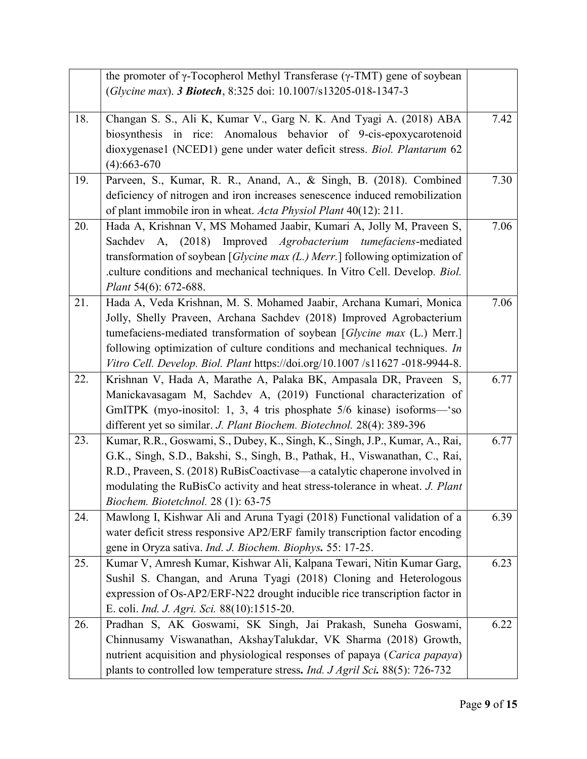| | | |
|---|---|---|
| | the promoter of γ-Tocopherol Methyl Transferase (γ-TMT) gene of soybean (*Glycine max*). ***3 Biotech***, 8:325 doi: 10.1007/s13205-018-1347-3 | |
| 18. | Changan S. S., Ali K, Kumar V., Garg N. K. And Tyagi A. (2018) ABA biosynthesis in rice: Anomalous behavior of 9-cis-epoxycarotenoid dioxygenase1 (NCED1) gene under water deficit stress. *Biol. Plantarum* 62 (4):663-670 | 7.42 |
| 19. | Parveen, S., Kumar, R. R., Anand, A., & Singh, B. (2018). Combined deficiency of nitrogen and iron increases senescence induced remobilization of plant immobile iron in wheat. *Acta Physiol Plant* 40(12): 211. | 7.30 |
| 20. | Hada A, Krishnan V, MS Mohamed Jaabir, Kumari A, Jolly M, Praveen S, Sachdev A, (2018) Improved *Agrobacterium tumefaciens*-mediated transformation of soybean [*Glycine max (L.) Merr.*] following optimization of .culture conditions and mechanical techniques. In Vitro Cell. Develop. *Biol. Plant* 54(6): 672-688. | 7.06 |
| 21. | Hada A, Veda Krishnan, M. S. Mohamed Jaabir, Archana Kumari, Monica Jolly, Shelly Praveen, Archana Sachdev (2018) Improved Agrobacterium tumefaciens-mediated transformation of soybean [*Glycine max* (L.) Merr.] following optimization of culture conditions and mechanical techniques. *In Vitro Cell. Develop. Biol. Plant* https://doi.org/10.1007 /s11627 -018-9944-8. | 7.06 |
| 22. | Krishnan V, Hada A, Marathe A, Palaka BK, Ampasala DR, Praveen S, Manickavasagam M, Sachdev A, (2019) Functional characterization of GmITPK (myo-inositol: 1, 3, 4 tris phosphate 5/6 kinase) isoforms—'so different yet so similar. *J. Plant Biochem. Biotechnol.* 28(4): 389-396 | 6.77 |
| 23. | Kumar, R.R., Goswami, S., Dubey, K., Singh, K., Singh, J.P., Kumar, A., Rai, G.K., Singh, S.D., Bakshi, S., Singh, B., Pathak, H., Viswanathan, C., Rai, R.D., Praveen, S. (2018) RuBisCoactivase—a catalytic chaperone involved in modulating the RuBisCo activity and heat stress-tolerance in wheat. *J. Plant Biochem. Biotetchnol.* 28 (1): 63-75 | 6.77 |
| 24. | Mawlong I, Kishwar Ali and Aruna Tyagi (2018) Functional validation of a water deficit stress responsive AP2/ERF family transcription factor encoding gene in Oryza sativa. *Ind. J. Biochem. Biophys.* 55: 17-25. | 6.39 |
| 25. | Kumar V, Amresh Kumar, Kishwar Ali, Kalpana Tewari, Nitin Kumar Garg, Sushil S. Changan, and Aruna Tyagi (2018) Cloning and Heterologous expression of Os-AP2/ERF-N22 drought inducible rice transcription factor in E. coli. *Ind. J. Agri. Sci.* 88(10):1515-20. | 6.23 |
| 26. | Pradhan S, AK Goswami, SK Singh, Jai Prakash, Suneha Goswami, Chinnusamy Viswanathan, AkshayTalukdar, VK Sharma (2018) Growth, nutrient acquisition and physiological responses of papaya (*Carica papaya*) plants to controlled low temperature stress**.** *Ind. J Agril Sci***.** 88(5): 726-732 | 6.22 |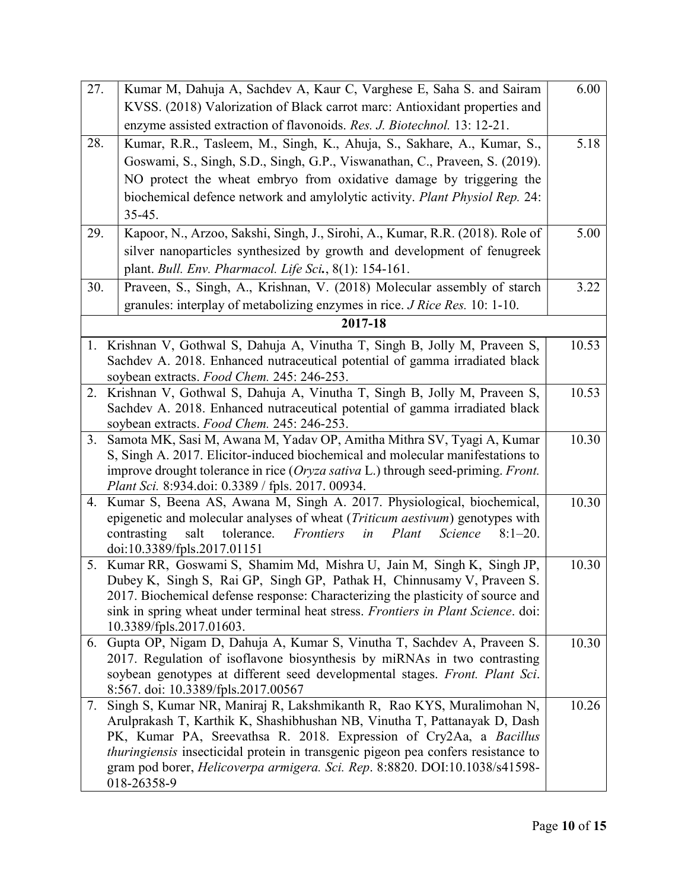| | | |
|---|---|---|
| 27. | Kumar M, Dahuja A, Sachdev A, Kaur C, Varghese E, Saha S. and Sairam KVSS. (2018) Valorization of Black carrot marc: Antioxidant properties and enzyme assisted extraction of flavonoids. *Res. J. Biotechnol.* 13: 12-21. | 6.00 |
| 28. | Kumar, R.R., Tasleem, M., Singh, K., Ahuja, S., Sakhare, A., Kumar, S., Goswami, S., Singh, S.D., Singh, G.P., Viswanathan, C., Praveen, S. (2019). NO protect the wheat embryo from oxidative damage by triggering the biochemical defence network and amylolytic activity. *Plant Physiol Rep.* 24: 35-45. | 5.18 |
| 29. | Kapoor, N., Arzoo, Sakshi, Singh, J., Sirohi, A., Kumar, R.R. (2018). Role of silver nanoparticles synthesized by growth and development of fenugreek plant. *Bull. Env. Pharmacol. Life Sci.*, 8(1): 154-161. | 5.00 |
| 30. | Praveen, S., Singh, A., Krishnan, V. (2018) Molecular assembly of starch granules: interplay of metabolizing enzymes in rice. *J Rice Res.* 10: 1-10. | 3.22 |
| | **2017-18** | |
| 1. | Krishnan V, Gothwal S, Dahuja A, Vinutha T, Singh B, Jolly M, Praveen S, Sachdev A. 2018. Enhanced nutraceutical potential of gamma irradiated black soybean extracts. *Food Chem.* 245: 246-253. | 10.53 |
| 2. | Krishnan V, Gothwal S, Dahuja A, Vinutha T, Singh B, Jolly M, Praveen S, Sachdev A. 2018. Enhanced nutraceutical potential of gamma irradiated black soybean extracts. *Food Chem.* 245: 246-253. | 10.53 |
| 3. | Samota MK, Sasi M, Awana M, Yadav OP, Amitha Mithra SV, Tyagi A, Kumar S, Singh A. 2017. Elicitor-induced biochemical and molecular manifestations to improve drought tolerance in rice (*Oryza sativa* L.) through seed-priming. *Front. Plant Sci.* 8:934.doi: 0.3389 / fpls. 2017. 00934. | 10.30 |
| 4. | Kumar S, Beena AS, Awana M, Singh A. 2017. Physiological, biochemical, epigenetic and molecular analyses of wheat (*Triticum aestivum*) genotypes with contrasting salt tolerance. *Frontiers in Plant Science* 8:1–20. doi:10.3389/fpls.2017.01151 | 10.30 |
| 5. | Kumar RR, Goswami S, Shamim Md, Mishra U, Jain M, Singh K, Singh JP, Dubey K, Singh S, Rai GP, Singh GP, Pathak H, Chinnusamy V, Praveen S. 2017. Biochemical defense response: Characterizing the plasticity of source and sink in spring wheat under terminal heat stress. *Frontiers in Plant Science*. doi: 10.3389/fpls.2017.01603. | 10.30 |
| 6. | Gupta OP, Nigam D, Dahuja A, Kumar S, Vinutha T, Sachdev A, Praveen S. 2017. Regulation of isoflavone biosynthesis by miRNAs in two contrasting soybean genotypes at different seed developmental stages. *Front. Plant Sci.* 8:567. doi: 10.3389/fpls.2017.00567 | 10.30 |
| 7. | Singh S, Kumar NR, Maniraj R, Lakshmikanth R, Rao KYS, Muralimohan N, Arulprakash T, Karthik K, Shashibhushan NB, Vinutha T, Pattanayak D, Dash PK, Kumar PA, Sreevathsa R. 2018. Expression of Cry2Aa, a *Bacillus thuringiensis* insecticidal protein in transgenic pigeon pea confers resistance to gram pod borer, *Helicoverpa armigera*. *Sci. Rep.* 8:8820. DOI:10.1038/s41598-018-26358-9 | 10.26 |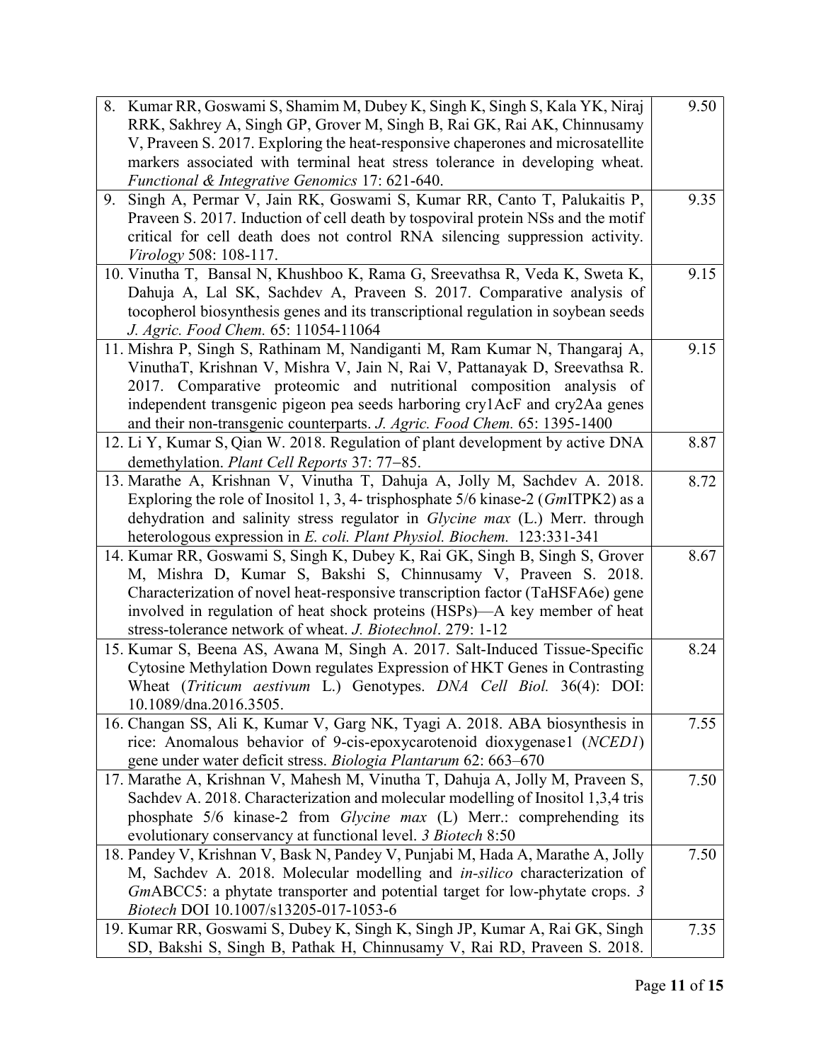|  |  |
|---|---|
| 8. Kumar RR, Goswami S, Shamim M, Dubey K, Singh K, Singh S, Kala YK, Niraj RRK, Sakhrey A, Singh GP, Grover M, Singh B, Rai GK, Rai AK, Chinnusamy V, Praveen S. 2017. Exploring the heat-responsive chaperones and microsatellite markers associated with terminal heat stress tolerance in developing wheat. *Functional & Integrative Genomics* 17: 621-640. | 9.50 |
| 9. Singh A, Permar V, Jain RK, Goswami S, Kumar RR, Canto T, Palukaitis P, Praveen S. 2017. Induction of cell death by tospoviral protein NSs and the motif critical for cell death does not control RNA silencing suppression activity. *Virology* 508: 108-117. | 9.35 |
| 10. Vinutha T, Bansal N, Khushboo K, Rama G, Sreevathsa R, Veda K, Sweta K, Dahuja A, Lal SK, Sachdev A, Praveen S. 2017. Comparative analysis of tocopherol biosynthesis genes and its transcriptional regulation in soybean seeds *J. Agric. Food Chem.* 65: 11054-11064 | 9.15 |
| 11. Mishra P, Singh S, Rathinam M, Nandiganti M, Ram Kumar N, Thangaraj A, VinuthaT, Krishnan V, Mishra V, Jain N, Rai V, Pattanayak D, Sreevathsa R. 2017. Comparative proteomic and nutritional composition analysis of independent transgenic pigeon pea seeds harboring cry1AcF and cry2Aa genes and their non-transgenic counterparts. *J. Agric. Food Chem.* 65: 1395-1400 | 9.15 |
| 12. Li Y, Kumar S, Qian W. 2018. Regulation of plant development by active DNA demethylation. *Plant Cell Reports* 37: 77−85. | 8.87 |
| 13. Marathe A, Krishnan V, Vinutha T, Dahuja A, Jolly M, Sachdev A. 2018. Exploring the role of Inositol 1, 3, 4- trisphosphate 5/6 kinase-2 (*Gm*ITPK2) as a dehydration and salinity stress regulator in *Glycine max* (L.) Merr. through heterologous expression in *E. coli. Plant Physiol. Biochem.* 123:331-341 | 8.72 |
| 14. Kumar RR, Goswami S, Singh K, Dubey K, Rai GK, Singh B, Singh S, Grover M, Mishra D, Kumar S, Bakshi S, Chinnusamy V, Praveen S. 2018. Characterization of novel heat-responsive transcription factor (TaHSFA6e) gene involved in regulation of heat shock proteins (HSPs)—A key member of heat stress-tolerance network of wheat. *J. Biotechnol*. 279: 1-12 | 8.67 |
| 15. Kumar S, Beena AS, Awana M, Singh A. 2017. Salt-Induced Tissue-Specific Cytosine Methylation Down regulates Expression of HKT Genes in Contrasting Wheat (*Triticum aestivum* L.) Genotypes. *DNA Cell Biol.* 36(4): DOI: 10.1089/dna.2016.3505. | 8.24 |
| 16. Changan SS, Ali K, Kumar V, Garg NK, Tyagi A. 2018. ABA biosynthesis in rice: Anomalous behavior of 9-cis-epoxycarotenoid dioxygenase1 (*NCED1*) gene under water deficit stress. *Biologia Plantarum* 62: 663–670 | 7.55 |
| 17. Marathe A, Krishnan V, Mahesh M, Vinutha T, Dahuja A, Jolly M, Praveen S, Sachdev A. 2018. Characterization and molecular modelling of Inositol 1,3,4 tris phosphate 5/6 kinase-2 from *Glycine max* (L) Merr.: comprehending its evolutionary conservancy at functional level. *3 Biotech* 8:50 | 7.50 |
| 18. Pandey V, Krishnan V, Bask N, Pandey V, Punjabi M, Hada A, Marathe A, Jolly M, Sachdev A. 2018. Molecular modelling and *in-silico* characterization of *Gm*ABCC5: a phytate transporter and potential target for low-phytate crops. *3 Biotech* DOI 10.1007/s13205-017-1053-6 | 7.50 |
| 19. Kumar RR, Goswami S, Dubey K, Singh K, Singh JP, Kumar A, Rai GK, Singh SD, Bakshi S, Singh B, Pathak H, Chinnusamy V, Rai RD, Praveen S. 2018. | 7.35 |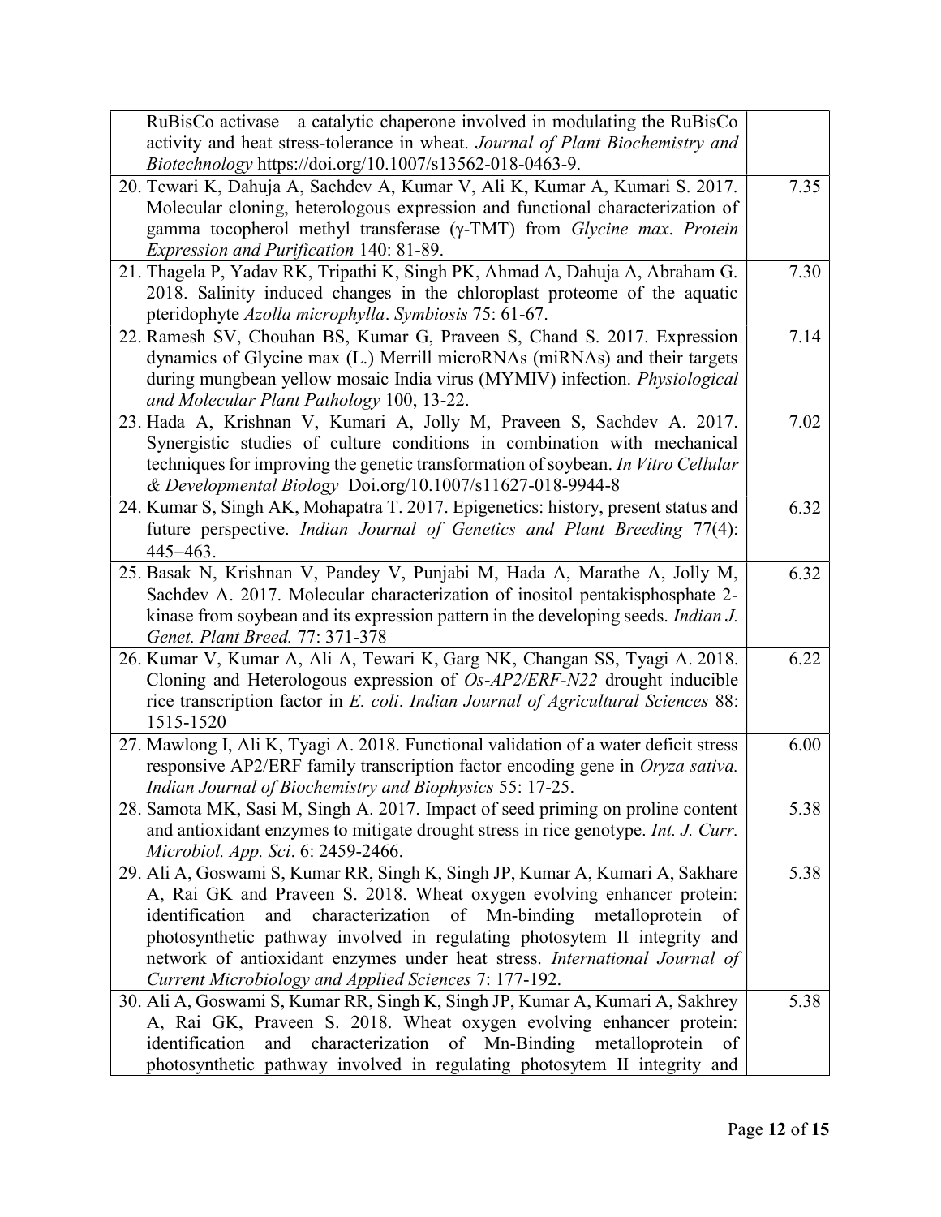| | |
|---|---|
| RuBisCo activase—a catalytic chaperone involved in modulating the RuBisCo activity and heat stress-tolerance in wheat. *Journal of Plant Biochemistry and Biotechnology* https://doi.org/10.1007/s13562-018-0463-9. | |
| 20. Tewari K, Dahuja A, Sachdev A, Kumar V, Ali K, Kumar A, Kumari S. 2017. Molecular cloning, heterologous expression and functional characterization of gamma tocopherol methyl transferase (γ-TMT) from *Glycine max*. *Protein Expression and Purification* 140: 81-89. | 7.35 |
| 21. Thagela P, Yadav RK, Tripathi K, Singh PK, Ahmad A, Dahuja A, Abraham G. 2018. Salinity induced changes in the chloroplast proteome of the aquatic pteridophyte *Azolla microphylla*. *Symbiosis* 75: 61-67. | 7.30 |
| 22. Ramesh SV, Chouhan BS, Kumar G, Praveen S, Chand S. 2017. Expression dynamics of Glycine max (L.) Merrill microRNAs (miRNAs) and their targets during mungbean yellow mosaic India virus (MYMIV) infection. *Physiological and Molecular Plant Pathology* 100, 13-22. | 7.14 |
| 23. Hada A, Krishnan V, Kumari A, Jolly M, Praveen S, Sachdev A. 2017. Synergistic studies of culture conditions in combination with mechanical techniques for improving the genetic transformation of soybean. *In Vitro Cellular & Developmental Biology* Doi.org/10.1007/s11627-018-9944-8 | 7.02 |
| 24. Kumar S, Singh AK, Mohapatra T. 2017. Epigenetics: history, present status and future perspective. *Indian Journal of Genetics and Plant Breeding* 77(4): 445–463. | 6.32 |
| 25. Basak N, Krishnan V, Pandey V, Punjabi M, Hada A, Marathe A, Jolly M, Sachdev A. 2017. Molecular characterization of inositol pentakisphosphate 2-kinase from soybean and its expression pattern in the developing seeds. *Indian J. Genet. Plant Breed.* 77: 371-378 | 6.32 |
| 26. Kumar V, Kumar A, Ali A, Tewari K, Garg NK, Changan SS, Tyagi A. 2018. Cloning and Heterologous expression of *Os-AP2/ERF-N22* drought inducible rice transcription factor in *E. coli*. *Indian Journal of Agricultural Sciences* 88: 1515-1520 | 6.22 |
| 27. Mawlong I, Ali K, Tyagi A. 2018. Functional validation of a water deficit stress responsive AP2/ERF family transcription factor encoding gene in *Oryza sativa. Indian Journal of Biochemistry and Biophysics* 55: 17-25. | 6.00 |
| 28. Samota MK, Sasi M, Singh A. 2017. Impact of seed priming on proline content and antioxidant enzymes to mitigate drought stress in rice genotype. *Int. J. Curr. Microbiol. App. Sci*. 6: 2459-2466. | 5.38 |
| 29. Ali A, Goswami S, Kumar RR, Singh K, Singh JP, Kumar A, Kumari A, Sakhare A, Rai GK and Praveen S. 2018. Wheat oxygen evolving enhancer protein: identification and characterization of Mn-binding metalloprotein of photosynthetic pathway involved in regulating photosytem II integrity and network of antioxidant enzymes under heat stress. *International Journal of Current Microbiology and Applied Sciences* 7: 177-192. | 5.38 |
| 30. Ali A, Goswami S, Kumar RR, Singh K, Singh JP, Kumar A, Kumari A, Sakhrey A, Rai GK, Praveen S. 2018. Wheat oxygen evolving enhancer protein: identification and characterization of Mn-Binding metalloprotein of photosynthetic pathway involved in regulating photosytem II integrity and | 5.38 |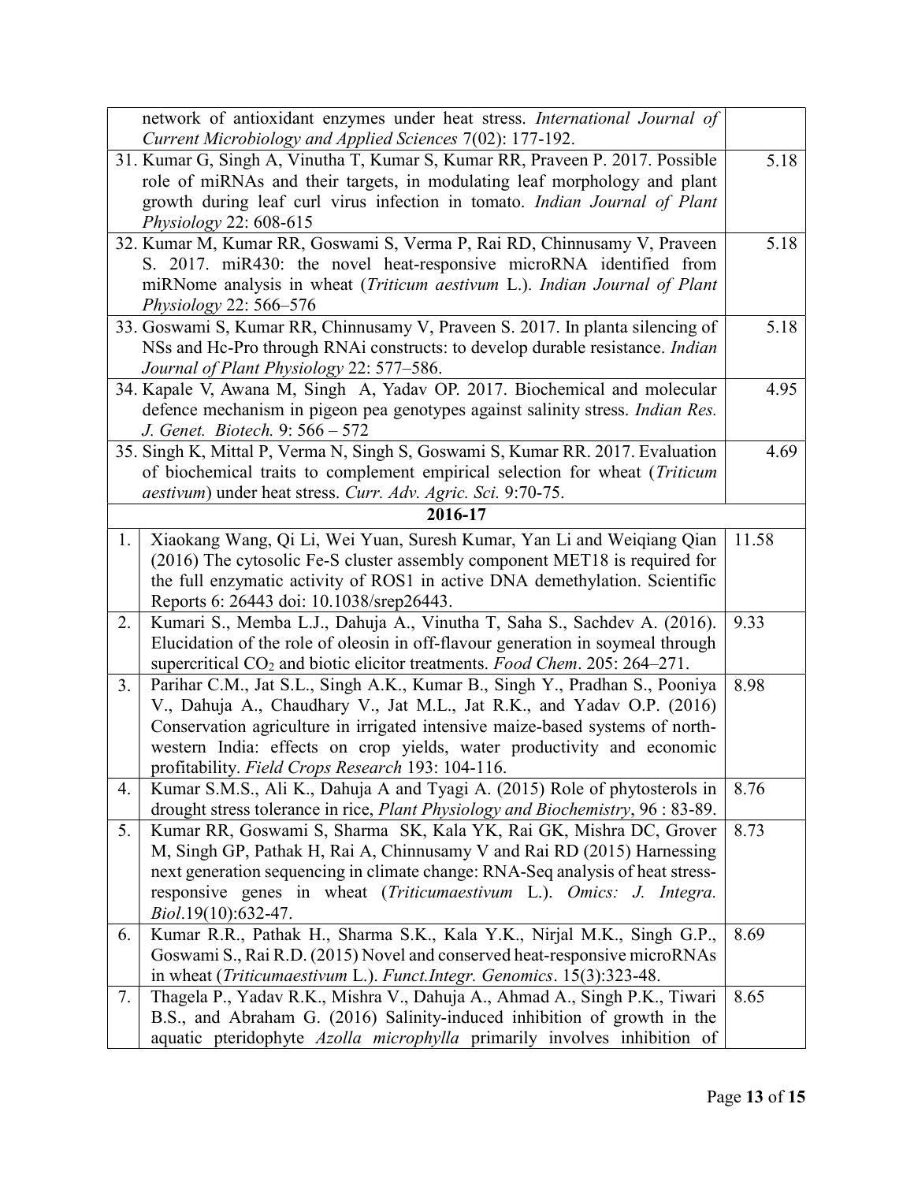| | |
|---|---|
| network of antioxidant enzymes under heat stress. *International Journal of Current Microbiology and Applied Sciences* 7(02): 177-192. | |
| 31. Kumar G, Singh A, Vinutha T, Kumar S, Kumar RR, Praveen P. 2017. Possible role of miRNAs and their targets, in modulating leaf morphology and plant growth during leaf curl virus infection in tomato. *Indian Journal of Plant Physiology* 22: 608-615 | 5.18 |
| 32. Kumar M, Kumar RR, Goswami S, Verma P, Rai RD, Chinnusamy V, Praveen S. 2017. miR430: the novel heat-responsive microRNA identified from miRNome analysis in wheat (*Triticum aestivum* L.). *Indian Journal of Plant Physiology* 22: 566–576 | 5.18 |
| 33. Goswami S, Kumar RR, Chinnusamy V, Praveen S. 2017. In planta silencing of NSs and Hc-Pro through RNAi constructs: to develop durable resistance. *Indian Journal of Plant Physiology* 22: 577–586. | 5.18 |
| 34. Kapale V, Awana M, Singh A, Yadav OP. 2017. Biochemical and molecular defence mechanism in pigeon pea genotypes against salinity stress. *Indian Res. J. Genet. Biotech.* 9: 566 – 572 | 4.95 |
| 35. Singh K, Mittal P, Verma N, Singh S, Goswami S, Kumar RR. 2017. Evaluation of biochemical traits to complement empirical selection for wheat (*Triticum aestivum*) under heat stress. *Curr. Adv. Agric. Sci.* 9:70-75. | 4.69 |

**2016-17**

| | | |
|---|---|---|
| 1. | Xiaokang Wang, Qi Li, Wei Yuan, Suresh Kumar, Yan Li and Weiqiang Qian (2016) The cytosolic Fe-S cluster assembly component MET18 is required for the full enzymatic activity of ROS1 in active DNA demethylation. Scientific Reports 6: 26443 doi: 10.1038/srep26443. | 11.58 |
| 2. | Kumari S., Memba L.J., Dahuja A., Vinutha T, Saha S., Sachdev A. (2016). Elucidation of the role of oleosin in off-flavour generation in soymeal through supercritical $CO_2$ and biotic elicitor treatments. *Food Chem*. 205: 264–271. | 9.33 |
| 3. | Parihar C.M., Jat S.L., Singh A.K., Kumar B., Singh Y., Pradhan S., Pooniya V., Dahuja A., Chaudhary V., Jat M.L., Jat R.K., and Yadav O.P. (2016) Conservation agriculture in irrigated intensive maize-based systems of north-western India: effects on crop yields, water productivity and economic profitability. *Field Crops Research* 193: 104-116. | 8.98 |
| 4. | Kumar S.M.S., Ali K., Dahuja A and Tyagi A. (2015) Role of phytosterols in drought stress tolerance in rice, *Plant Physiology and Biochemistry*, 96 : 83-89. | 8.76 |
| 5. | Kumar RR, Goswami S, Sharma SK, Kala YK, Rai GK, Mishra DC, Grover M, Singh GP, Pathak H, Rai A, Chinnusamy V and Rai RD (2015) Harnessing next generation sequencing in climate change: RNA-Seq analysis of heat stress-responsive genes in wheat (*Triticumaestivum* L.). *Omics: J. Integra. Biol*.19(10):632-47. | 8.73 |
| 6. | Kumar R.R., Pathak H., Sharma S.K., Kala Y.K., Nirjal M.K., Singh G.P., Goswami S., Rai R.D. (2015) Novel and conserved heat-responsive microRNAs in wheat (*Triticumaestivum* L.). *Funct.Integr. Genomics*. 15(3):323-48. | 8.69 |
| 7. | Thagela P., Yadav R.K., Mishra V., Dahuja A., Ahmad A., Singh P.K., Tiwari B.S., and Abraham G. (2016) Salinity-induced inhibition of growth in the aquatic pteridophyte *Azolla microphylla* primarily involves inhibition of | 8.65 |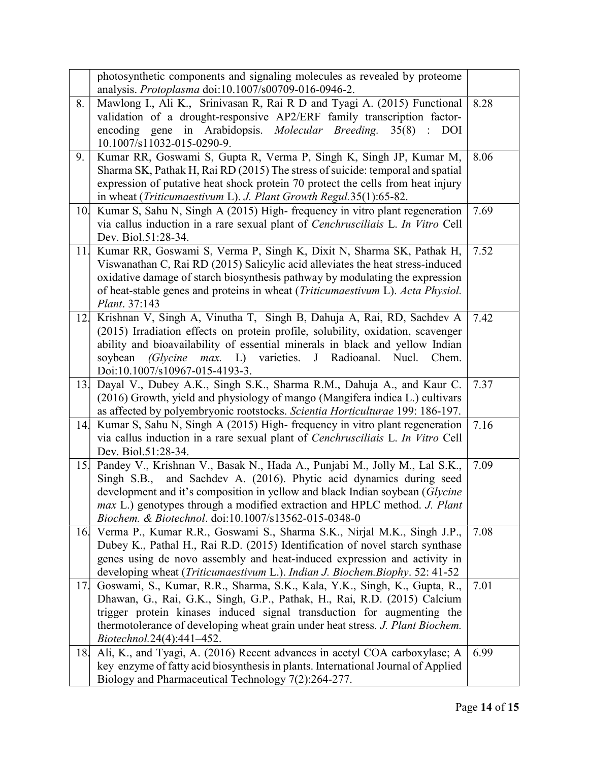| | | |
|---|---|---|
| | photosynthetic components and signaling molecules as revealed by proteome analysis. *Protoplasma* doi:10.1007/s00709-016-0946-2. | |
| 8. | Mawlong I., Ali K., Srinivasan R, Rai R D and Tyagi A. (2015) Functional validation of a drought-responsive AP2/ERF family transcription factor-encoding gene in Arabidopsis. *Molecular Breeding.* 35(8) : DOI 10.1007/s11032-015-0290-9. | 8.28 |
| 9. | Kumar RR, Goswami S, Gupta R, Verma P, Singh K, Singh JP, Kumar M, Sharma SK, Pathak H, Rai RD (2015) The stress of suicide: temporal and spatial expression of putative heat shock protein 70 protect the cells from heat injury in wheat (*Triticumaestivum* L). *J. Plant Growth Regul.*35(1):65-82. | 8.06 |
| 10. | Kumar S, Sahu N, Singh A (2015) High- frequency in vitro plant regeneration via callus induction in a rare sexual plant of *Cenchrusciliais* L. *In Vitro* Cell Dev. Biol.51:28-34. | 7.69 |
| 11. | Kumar RR, Goswami S, Verma P, Singh K, Dixit N, Sharma SK, Pathak H, Viswanathan C, Rai RD (2015) Salicylic acid alleviates the heat stress-induced oxidative damage of starch biosynthesis pathway by modulating the expression of heat-stable genes and proteins in wheat (*Triticumaestivum* L). *Acta Physiol. Plant*. 37:143 | 7.52 |
| 12. | Krishnan V, Singh A, Vinutha T, Singh B, Dahuja A, Rai, RD, Sachdev A (2015) Irradiation effects on protein profile, solubility, oxidation, scavenger ability and bioavailability of essential minerals in black and yellow Indian soybean *(Glycine max.* L) varieties. J Radioanal. Nucl. Chem. Doi:10.1007/s10967-015-4193-3. | 7.42 |
| 13. | Dayal V., Dubey A.K., Singh S.K., Sharma R.M., Dahuja A., and Kaur C. (2016) Growth, yield and physiology of mango (Mangifera indica L.) cultivars as affected by polyembryonic rootstocks. *Scientia Horticulturae* 199: 186-197. | 7.37 |
| 14. | Kumar S, Sahu N, Singh A (2015) High- frequency in vitro plant regeneration via callus induction in a rare sexual plant of *Cenchrusciliais* L. *In Vitro* Cell Dev. Biol.51:28-34. | 7.16 |
| 15. | Pandey V., Krishnan V., Basak N., Hada A., Punjabi M., Jolly M., Lal S.K., Singh S.B., and Sachdev A. (2016). Phytic acid dynamics during seed development and it's composition in yellow and black Indian soybean (*Glycine max* L.) genotypes through a modified extraction and HPLC method. *J. Plant Biochem. & Biotechnol*. doi:10.1007/s13562-015-0348-0 | 7.09 |
| 16. | Verma P., Kumar R.R., Goswami S., Sharma S.K., Nirjal M.K., Singh J.P., Dubey K., Pathal H., Rai R.D. (2015) Identification of novel starch synthase genes using de novo assembly and heat-induced expression and activity in developing wheat (*Triticumaestivum* L.). *Indian J. Biochem.Biophy*. 52: 41-52 | 7.08 |
| 17. | Goswami, S., Kumar, R.R., Sharma, S.K., Kala, Y.K., Singh, K., Gupta, R., Dhawan, G., Rai, G.K., Singh, G.P., Pathak, H., Rai, R.D. (2015) Calcium trigger protein kinases induced signal transduction for augmenting the thermotolerance of developing wheat grain under heat stress. *J. Plant Biochem. Biotechnol.*24(4):441–452. | 7.01 |
| 18. | Ali, K., and Tyagi, A. (2016) Recent advances in acetyl COA carboxylase; A key enzyme of fatty acid biosynthesis in plants. International Journal of Applied Biology and Pharmaceutical Technology 7(2):264-277. | 6.99 |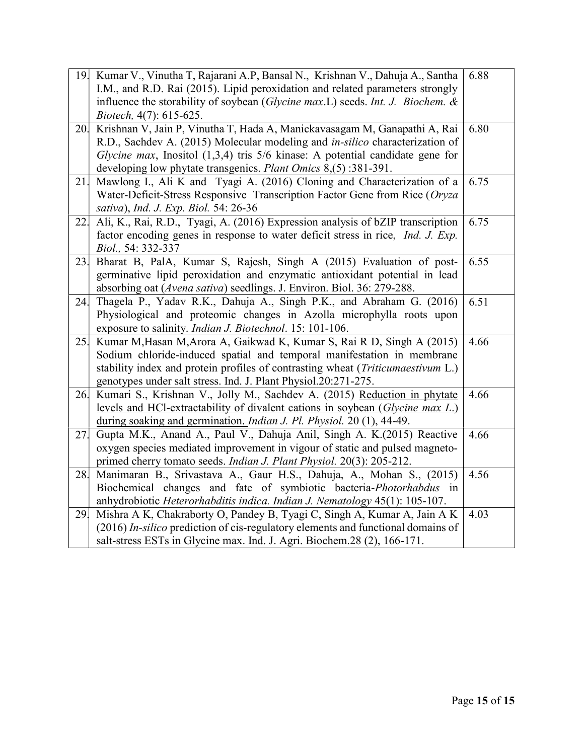| | | |
|---|---|---|
| 19. | Kumar V., Vinutha T, Rajarani A.P, Bansal N., Krishnan V., Dahuja A., Santha I.M., and R.D. Rai (2015). Lipid peroxidation and related parameters strongly influence the storability of soybean (*Glycine max*.L) seeds. *Int. J. Biochem. & Biotech,* 4(7): 615-625. | 6.88 |
| 20. | Krishnan V, Jain P, Vinutha T, Hada A, Manickavasagam M, Ganapathi A, Rai R.D., Sachdev A. (2015) Molecular modeling and *in-silico* characterization of *Glycine max*, Inositol (1,3,4) tris 5/6 kinase: A potential candidate gene for developing low phytate transgenics. *Plant Omics* 8,(5) :381-391. | 6.80 |
| 21. | Mawlong I., Ali K and Tyagi A. (2016) Cloning and Characterization of a Water-Deficit-Stress Responsive Transcription Factor Gene from Rice (*Oryza sativa*), *Ind. J. Exp. Biol.* 54: 26-36 | 6.75 |
| 22. | Ali, K., Rai, R.D., Tyagi, A. (2016) Expression analysis of bZIP transcription factor encoding genes in response to water deficit stress in rice, *Ind. J. Exp. Biol.,* 54: 332-337 | 6.75 |
| 23. | Bharat B, PalA, Kumar S, Rajesh, Singh A (2015) Evaluation of post-germinative lipid peroxidation and enzymatic antioxidant potential in lead absorbing oat (*Avena sativa*) seedlings. J. Environ. Biol. 36: 279-288. | 6.55 |
| 24. | Thagela P., Yadav R.K., Dahuja A., Singh P.K., and Abraham G. (2016) Physiological and proteomic changes in Azolla microphylla roots upon exposure to salinity. *Indian J. Biotechnol*. 15: 101-106. | 6.51 |
| 25. | Kumar M,Hasan M,Arora A, Gaikwad K, Kumar S, Rai R D, Singh A (2015) Sodium chloride-induced spatial and temporal manifestation in membrane stability index and protein profiles of contrasting wheat (*Triticumaestivum* L.) genotypes under salt stress. Ind. J. Plant Physiol.20:271-275. | 4.66 |
| 26. | Kumari S., Krishnan V., Jolly M., Sachdev A. (2015) Reduction in phytate levels and HCl-extractability of divalent cations in soybean (*Glycine max L.*) during soaking and germination. *Indian J. Pl. Physiol.* 20 (1), 44-49. | 4.66 |
| 27. | Gupta M.K., Anand A., Paul V., Dahuja Anil, Singh A. K.(2015) Reactive oxygen species mediated improvement in vigour of static and pulsed magneto-primed cherry tomato seeds. *Indian J. Plant Physiol.* 20(3): 205-212. | 4.66 |
| 28. | Manimaran B., Srivastava A., Gaur H.S., Dahuja, A., Mohan S., (2015) Biochemical changes and fate of symbiotic bacteria-*Photorhabdus* in anhydrobiotic *Heterorhabditis indica. Indian J. Nematology* 45(1): 105-107. | 4.56 |
| 29. | Mishra A K, Chakraborty O, Pandey B, Tyagi C, Singh A, Kumar A, Jain A K (2016) *In-silico* prediction of cis-regulatory elements and functional domains of salt-stress ESTs in Glycine max. Ind. J. Agri. Biochem.28 (2), 166-171. | 4.03 |